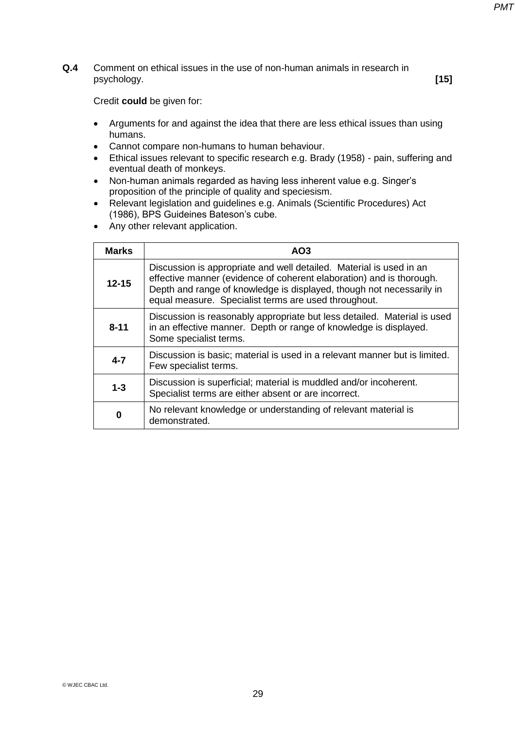**Q.4** Comment on ethical issues in the use of non-human animals in research in psychology. **[15]**

Credit **could** be given for:

- Arguments for and against the idea that there are less ethical issues than using humans.
- Cannot compare non-humans to human behaviour.
- Ethical issues relevant to specific research e.g. Brady (1958) - pain, suffering and eventual death of monkeys.
- Non-human animals regarded as having less inherent value e.g. Singer's proposition of the principle of quality and speciesism.
- Relevant legislation and guidelines e.g. Animals (Scientific Procedures) Act (1986), BPS Guideines Bateson's cube.
- Any other relevant application.

| Marks | AO3 |
|---|---|
| **12-15** | Discussion is appropriate and well detailed. Material is used in an effective manner (evidence of coherent elaboration) and is thorough. Depth and range of knowledge is displayed, though not necessarily in equal measure. Specialist terms are used throughout. |
| **8-11** | Discussion is reasonably appropriate but less detailed. Material is used in an effective manner. Depth or range of knowledge is displayed. Some specialist terms. |
| **4-7** | Discussion is basic; material is used in a relevant manner but is limited. Few specialist terms. |
| **1-3** | Discussion is superficial; material is muddled and/or incoherent. Specialist terms are either absent or are incorrect. |
| **0** | No relevant knowledge or understanding of relevant material is demonstrated. |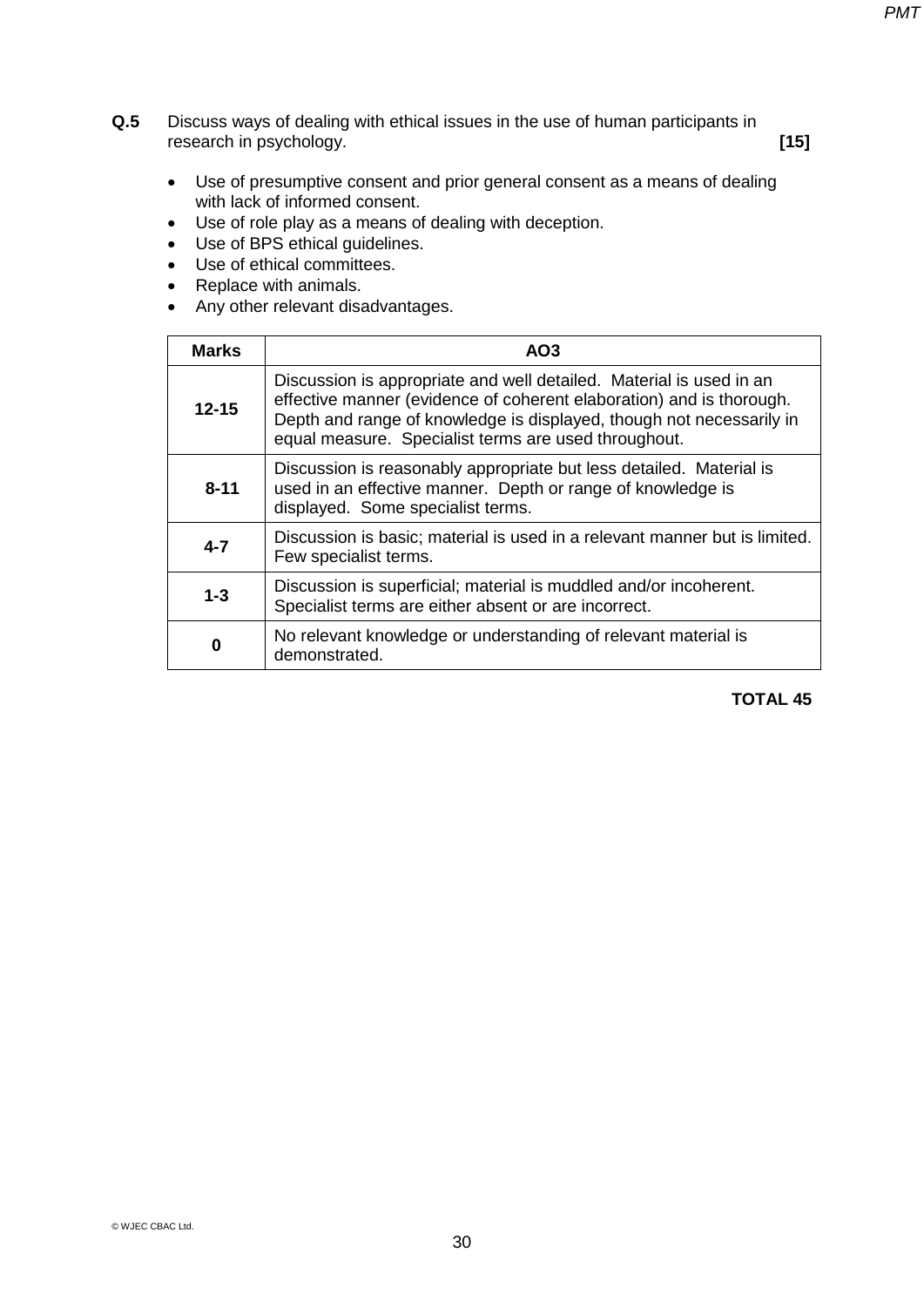**Q.5** Discuss ways of dealing with ethical issues in the use of human participants in research in psychology. **[15]**

- Use of presumptive consent and prior general consent as a means of dealing with lack of informed consent.
- Use of role play as a means of dealing with deception.
- Use of BPS ethical guidelines.
- Use of ethical committees.
- Replace with animals.
- Any other relevant disadvantages.

| Marks | AO3 |
|---|---|
| **12-15** | Discussion is appropriate and well detailed. Material is used in an effective manner (evidence of coherent elaboration) and is thorough. Depth and range of knowledge is displayed, though not necessarily in equal measure. Specialist terms are used throughout. |
| **8-11** | Discussion is reasonably appropriate but less detailed. Material is used in an effective manner. Depth or range of knowledge is displayed. Some specialist terms. |
| **4-7** | Discussion is basic; material is used in a relevant manner but is limited. Few specialist terms. |
| **1-3** | Discussion is superficial; material is muddled and/or incoherent. Specialist terms are either absent or are incorrect. |
| **0** | No relevant knowledge or understanding of relevant material is demonstrated. |

**TOTAL 45**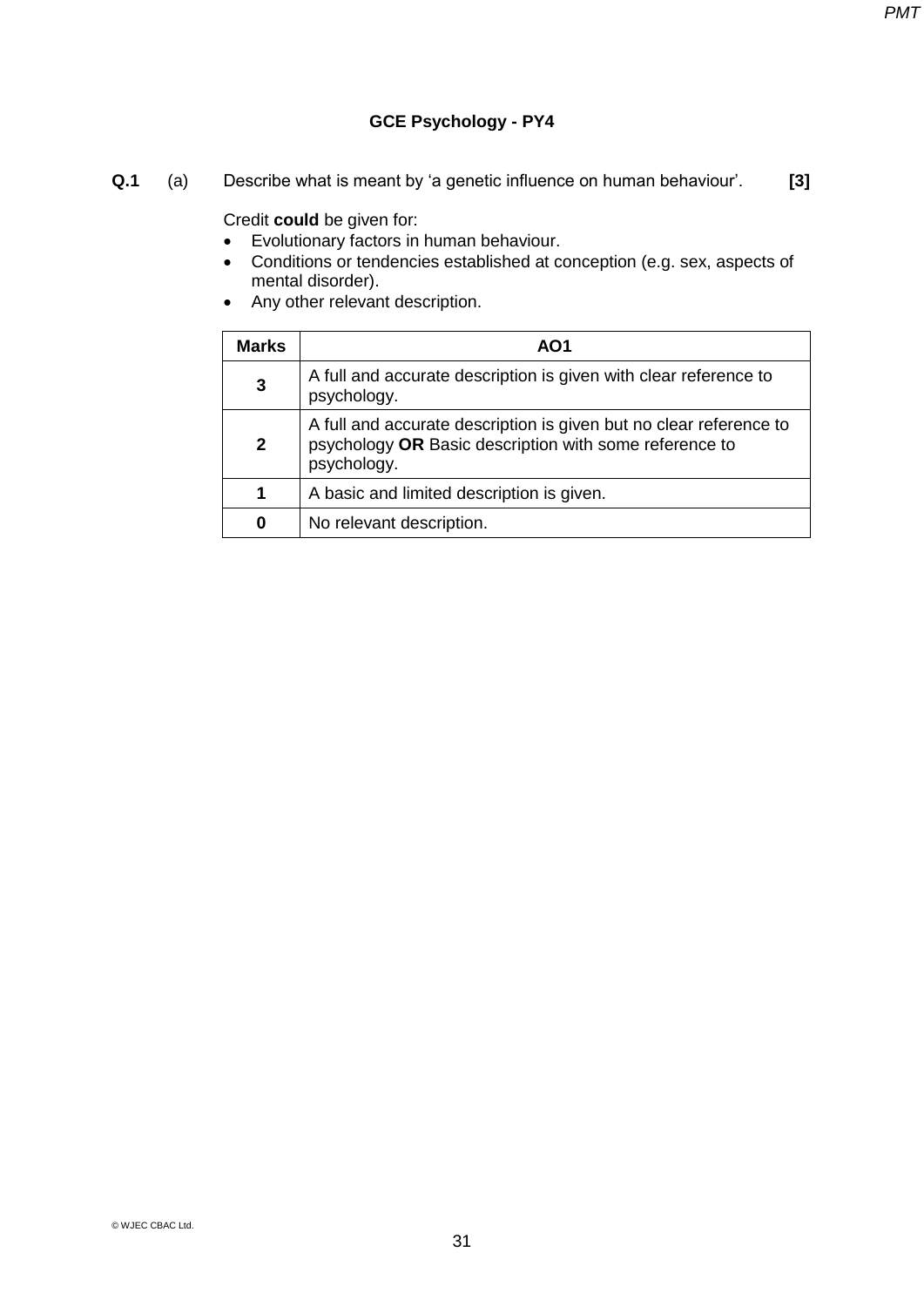## GCE Psychology - PY4

**Q.1** (a) Describe what is meant by 'a genetic influence on human behaviour'. **[3]**

Credit **could** be given for:

- Evolutionary factors in human behaviour.
- Conditions or tendencies established at conception (e.g. sex, aspects of mental disorder).
- Any other relevant description.

| Marks | AO1 |
|---|---|
| **3** | A full and accurate description is given with clear reference to psychology. |
| **2** | A full and accurate description is given but no clear reference to psychology **OR** Basic description with some reference to psychology. |
| **1** | A basic and limited description is given. |
| **0** | No relevant description. |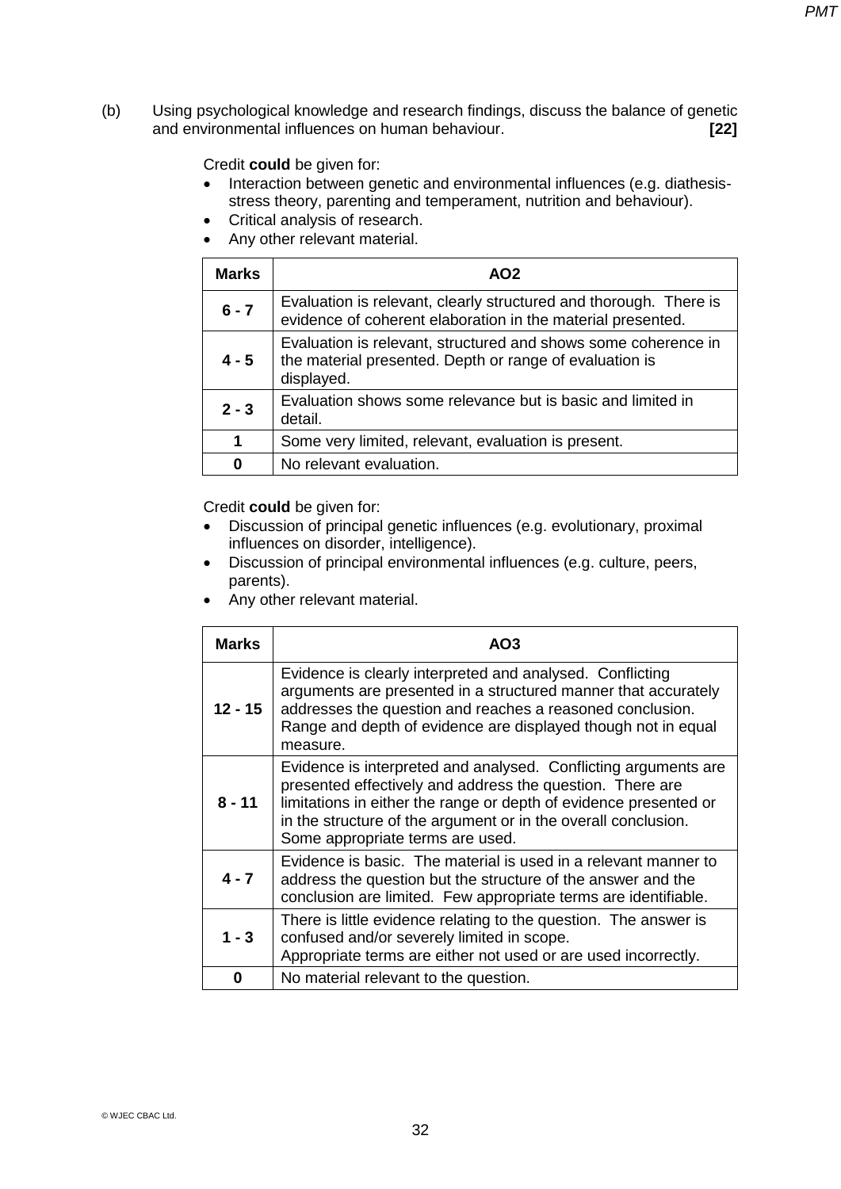(b) Using psychological knowledge and research findings, discuss the balance of genetic and environmental influences on human behaviour. **[22]**

Credit **could** be given for:

- Interaction between genetic and environmental influences (e.g. diathesis-stress theory, parenting and temperament, nutrition and behaviour).
- Critical analysis of research.
- Any other relevant material.

| Marks | AO2 |
|---|---|
| **6 - 7** | Evaluation is relevant, clearly structured and thorough. There is evidence of coherent elaboration in the material presented. |
| **4 - 5** | Evaluation is relevant, structured and shows some coherence in the material presented. Depth or range of evaluation is displayed. |
| **2 - 3** | Evaluation shows some relevance but is basic and limited in detail. |
| **1** | Some very limited, relevant, evaluation is present. |
| **0** | No relevant evaluation. |

Credit **could** be given for:

- Discussion of principal genetic influences (e.g. evolutionary, proximal influences on disorder, intelligence).
- Discussion of principal environmental influences (e.g. culture, peers, parents).
- Any other relevant material.

| Marks | AO3 |
|---|---|
| **12 - 15** | Evidence is clearly interpreted and analysed. Conflicting arguments are presented in a structured manner that accurately addresses the question and reaches a reasoned conclusion. Range and depth of evidence are displayed though not in equal measure. |
| **8 - 11** | Evidence is interpreted and analysed. Conflicting arguments are presented effectively and address the question. There are limitations in either the range or depth of evidence presented or in the structure of the argument or in the overall conclusion. Some appropriate terms are used. |
| **4 - 7** | Evidence is basic. The material is used in a relevant manner to address the question but the structure of the answer and the conclusion are limited. Few appropriate terms are identifiable. |
| **1 - 3** | There is little evidence relating to the question. The answer is confused and/or severely limited in scope. Appropriate terms are either not used or are used incorrectly. |
| **0** | No material relevant to the question. |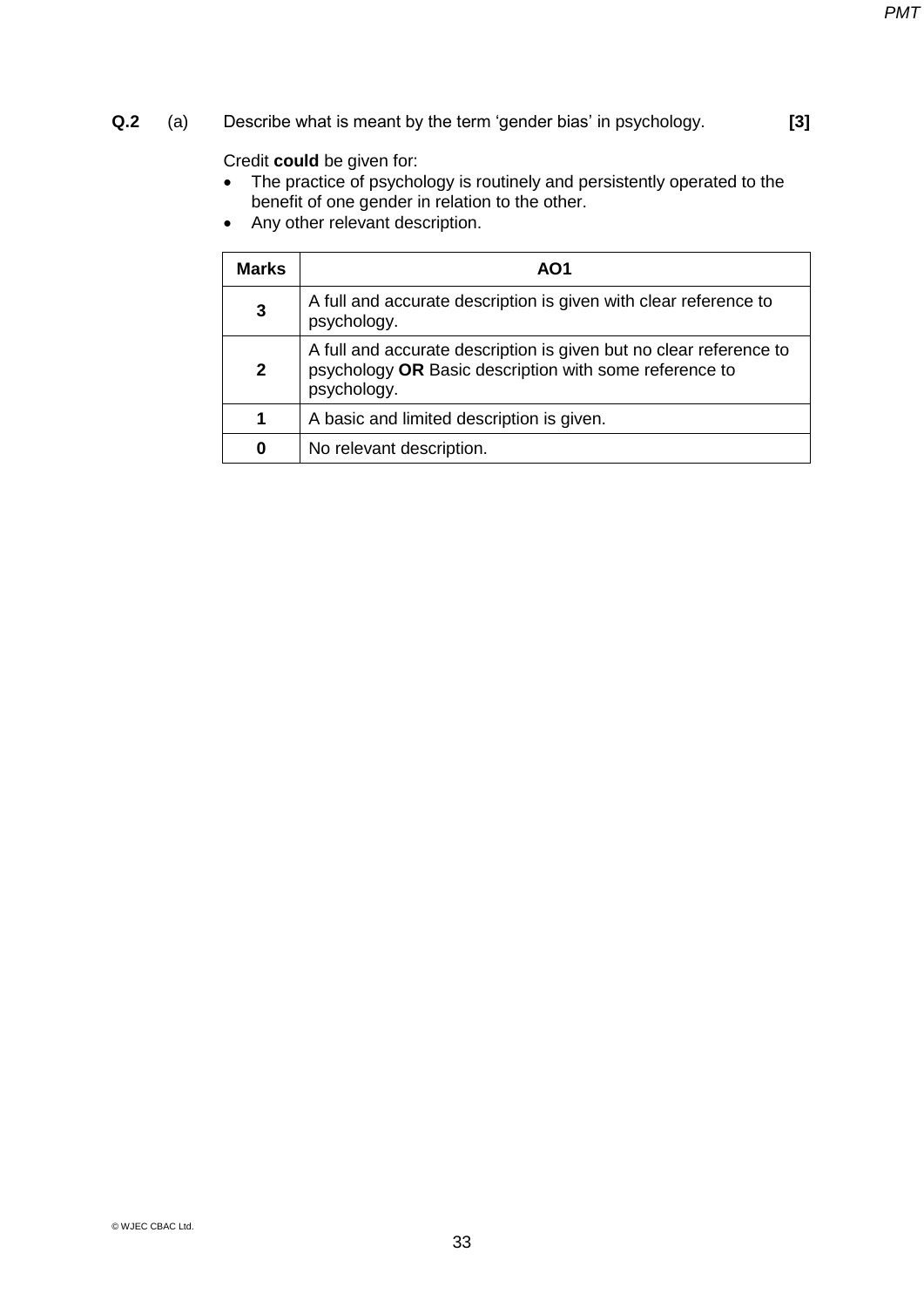**Q.2** (a) Describe what is meant by the term 'gender bias' in psychology. **[3]**

Credit **could** be given for:

- The practice of psychology is routinely and persistently operated to the benefit of one gender in relation to the other.
- Any other relevant description.

| Marks | AO1 |
|---|---|
| **3** | A full and accurate description is given with clear reference to psychology. |
| **2** | A full and accurate description is given but no clear reference to psychology **OR** Basic description with some reference to psychology. |
| **1** | A basic and limited description is given. |
| **0** | No relevant description. |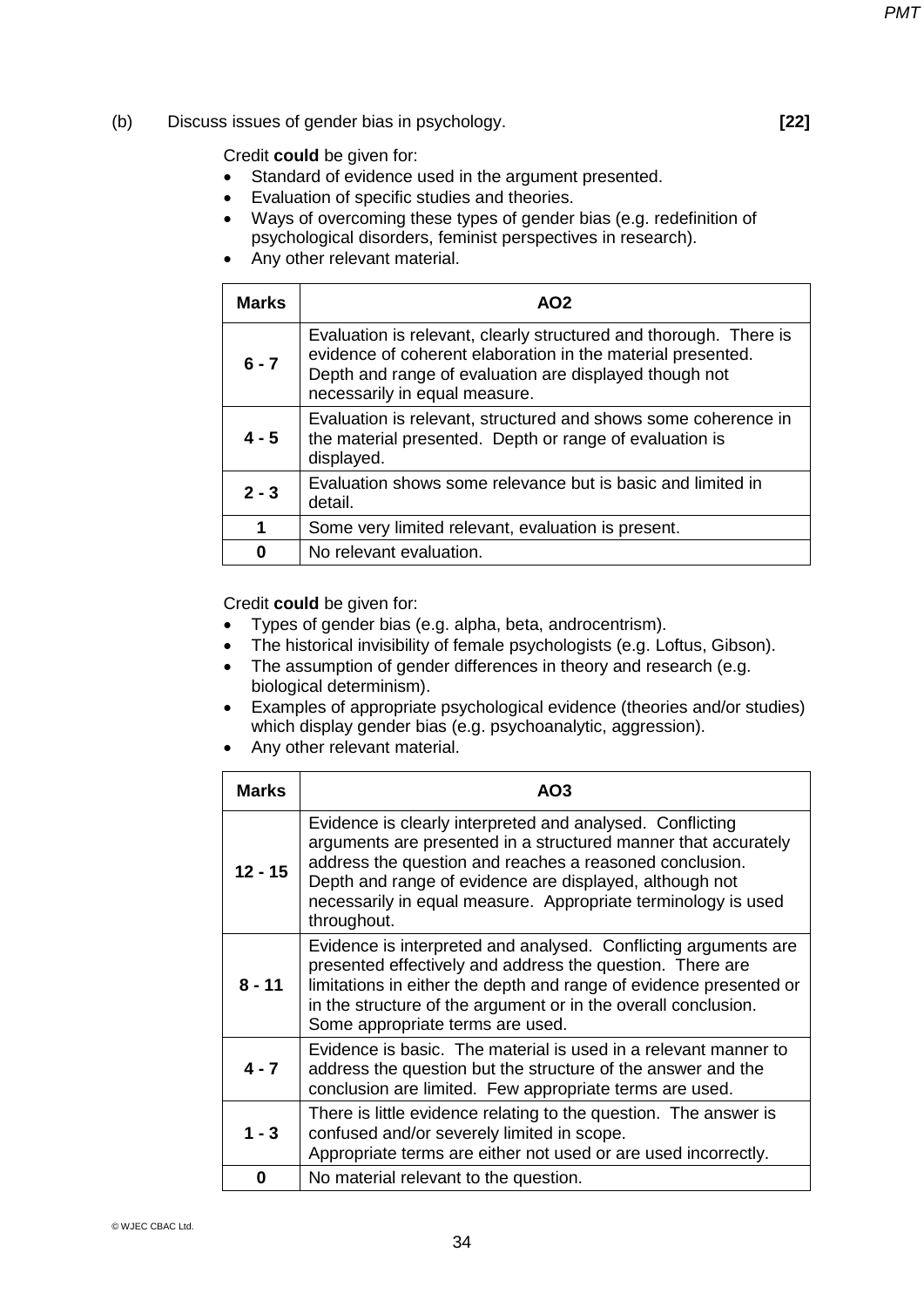(b) Discuss issues of gender bias in psychology. **[22]**

Credit **could** be given for:

- Standard of evidence used in the argument presented.
- Evaluation of specific studies and theories.
- Ways of overcoming these types of gender bias (e.g. redefinition of psychological disorders, feminist perspectives in research).
- Any other relevant material.

| Marks | AO2 |
|---|---|
| 6 - 7 | Evaluation is relevant, clearly structured and thorough. There is evidence of coherent elaboration in the material presented. Depth and range of evaluation are displayed though not necessarily in equal measure. |
| 4 - 5 | Evaluation is relevant, structured and shows some coherence in the material presented. Depth or range of evaluation is displayed. |
| 2 - 3 | Evaluation shows some relevance but is basic and limited in detail. |
| 1 | Some very limited relevant, evaluation is present. |
| 0 | No relevant evaluation. |

Credit **could** be given for:

- Types of gender bias (e.g. alpha, beta, androcentrism).
- The historical invisibility of female psychologists (e.g. Loftus, Gibson).
- The assumption of gender differences in theory and research (e.g. biological determinism).
- Examples of appropriate psychological evidence (theories and/or studies) which display gender bias (e.g. psychoanalytic, aggression).
- Any other relevant material.

| Marks | AO3 |
|---|---|
| 12 - 15 | Evidence is clearly interpreted and analysed. Conflicting arguments are presented in a structured manner that accurately address the question and reaches a reasoned conclusion. Depth and range of evidence are displayed, although not necessarily in equal measure. Appropriate terminology is used throughout. |
| 8 - 11 | Evidence is interpreted and analysed. Conflicting arguments are presented effectively and address the question. There are limitations in either the depth and range of evidence presented or in the structure of the argument or in the overall conclusion. Some appropriate terms are used. |
| 4 - 7 | Evidence is basic. The material is used in a relevant manner to address the question but the structure of the answer and the conclusion are limited. Few appropriate terms are used. |
| 1 - 3 | There is little evidence relating to the question. The answer is confused and/or severely limited in scope. Appropriate terms are either not used or are used incorrectly. |
| 0 | No material relevant to the question. |

© WJEC CBAC Ltd.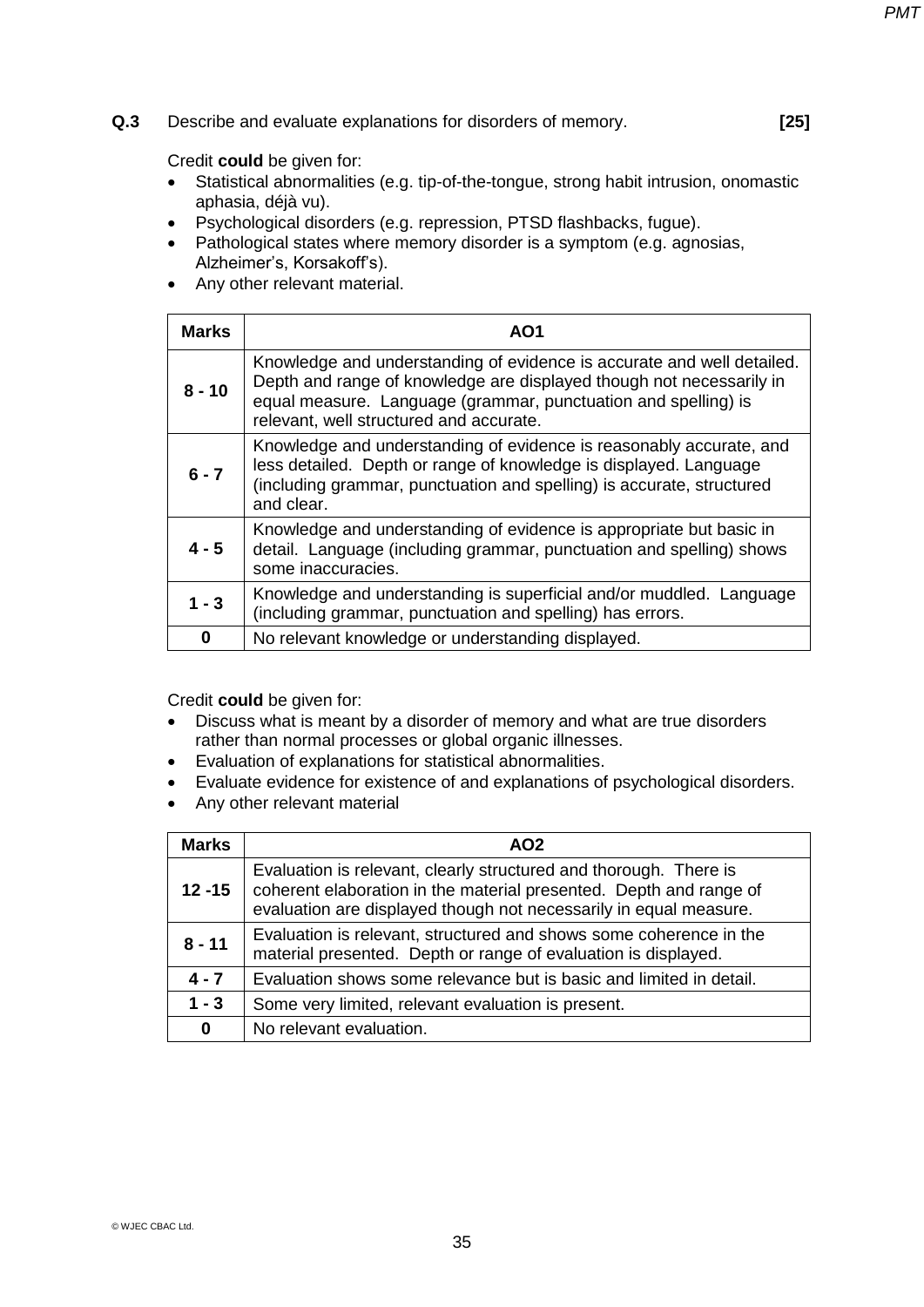**Q.3** Describe and evaluate explanations for disorders of memory. **[25]**

Credit **could** be given for:

- Statistical abnormalities (e.g. tip-of-the-tongue, strong habit intrusion, onomastic aphasia, déjà vu).
- Psychological disorders (e.g. repression, PTSD flashbacks, fugue).
- Pathological states where memory disorder is a symptom (e.g. agnosias, Alzheimer's, Korsakoff's).
- Any other relevant material.

| Marks | AO1 |
|---|---|
| **8 - 10** | Knowledge and understanding of evidence is accurate and well detailed. Depth and range of knowledge are displayed though not necessarily in equal measure. Language (grammar, punctuation and spelling) is relevant, well structured and accurate. |
| **6 - 7** | Knowledge and understanding of evidence is reasonably accurate, and less detailed. Depth or range of knowledge is displayed. Language (including grammar, punctuation and spelling) is accurate, structured and clear. |
| **4 - 5** | Knowledge and understanding of evidence is appropriate but basic in detail. Language (including grammar, punctuation and spelling) shows some inaccuracies. |
| **1 - 3** | Knowledge and understanding is superficial and/or muddled. Language (including grammar, punctuation and spelling) has errors. |
| **0** | No relevant knowledge or understanding displayed. |

Credit **could** be given for:

- Discuss what is meant by a disorder of memory and what are true disorders rather than normal processes or global organic illnesses.
- Evaluation of explanations for statistical abnormalities.
- Evaluate evidence for existence of and explanations of psychological disorders.
- Any other relevant material

| Marks | AO2 |
|---|---|
| **12 -15** | Evaluation is relevant, clearly structured and thorough. There is coherent elaboration in the material presented. Depth and range of evaluation are displayed though not necessarily in equal measure. |
| **8 - 11** | Evaluation is relevant, structured and shows some coherence in the material presented. Depth or range of evaluation is displayed. |
| **4 - 7** | Evaluation shows some relevance but is basic and limited in detail. |
| **1 - 3** | Some very limited, relevant evaluation is present. |
| **0** | No relevant evaluation. |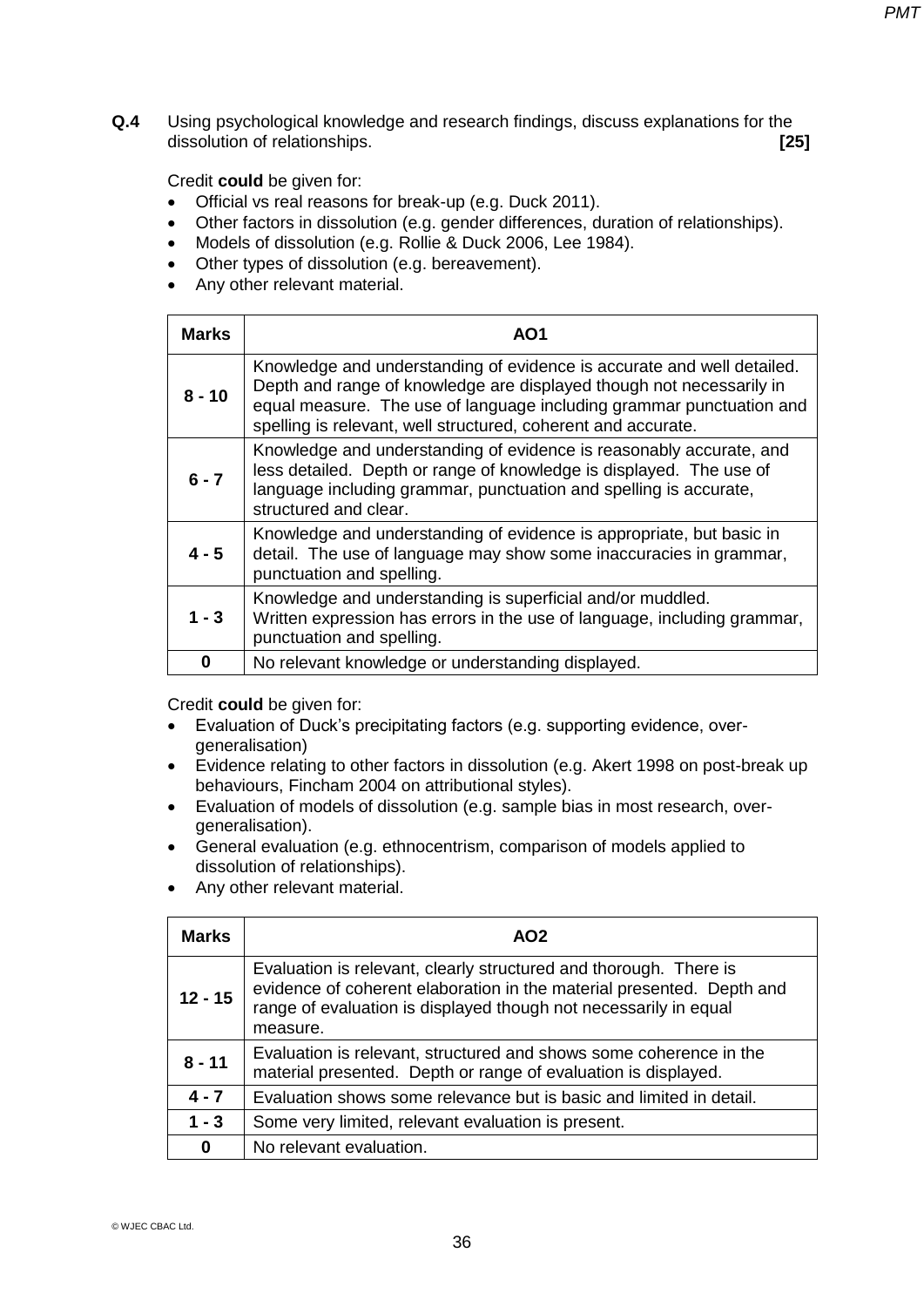**Q.4** Using psychological knowledge and research findings, discuss explanations for the dissolution of relationships. **[25]**

Credit **could** be given for:

- Official vs real reasons for break-up (e.g. Duck 2011).
- Other factors in dissolution (e.g. gender differences, duration of relationships).
- Models of dissolution (e.g. Rollie & Duck 2006, Lee 1984).
- Other types of dissolution (e.g. bereavement).
- Any other relevant material.

| Marks | AO1 |
|---|---|
| **8 - 10** | Knowledge and understanding of evidence is accurate and well detailed. Depth and range of knowledge are displayed though not necessarily in equal measure. The use of language including grammar punctuation and spelling is relevant, well structured, coherent and accurate. |
| **6 - 7** | Knowledge and understanding of evidence is reasonably accurate, and less detailed. Depth or range of knowledge is displayed. The use of language including grammar, punctuation and spelling is accurate, structured and clear. |
| **4 - 5** | Knowledge and understanding of evidence is appropriate, but basic in detail. The use of language may show some inaccuracies in grammar, punctuation and spelling. |
| **1 - 3** | Knowledge and understanding is superficial and/or muddled. Written expression has errors in the use of language, including grammar, punctuation and spelling. |
| **0** | No relevant knowledge or understanding displayed. |

Credit **could** be given for:

- Evaluation of Duck's precipitating factors (e.g. supporting evidence, over-generalisation)
- Evidence relating to other factors in dissolution (e.g. Akert 1998 on post-break up behaviours, Fincham 2004 on attributional styles).
- Evaluation of models of dissolution (e.g. sample bias in most research, over-generalisation).
- General evaluation (e.g. ethnocentrism, comparison of models applied to dissolution of relationships).
- Any other relevant material.

| Marks | AO2 |
|---|---|
| **12 - 15** | Evaluation is relevant, clearly structured and thorough. There is evidence of coherent elaboration in the material presented. Depth and range of evaluation is displayed though not necessarily in equal measure. |
| **8 - 11** | Evaluation is relevant, structured and shows some coherence in the material presented. Depth or range of evaluation is displayed. |
| **4 - 7** | Evaluation shows some relevance but is basic and limited in detail. |
| **1 - 3** | Some very limited, relevant evaluation is present. |
| **0** | No relevant evaluation. |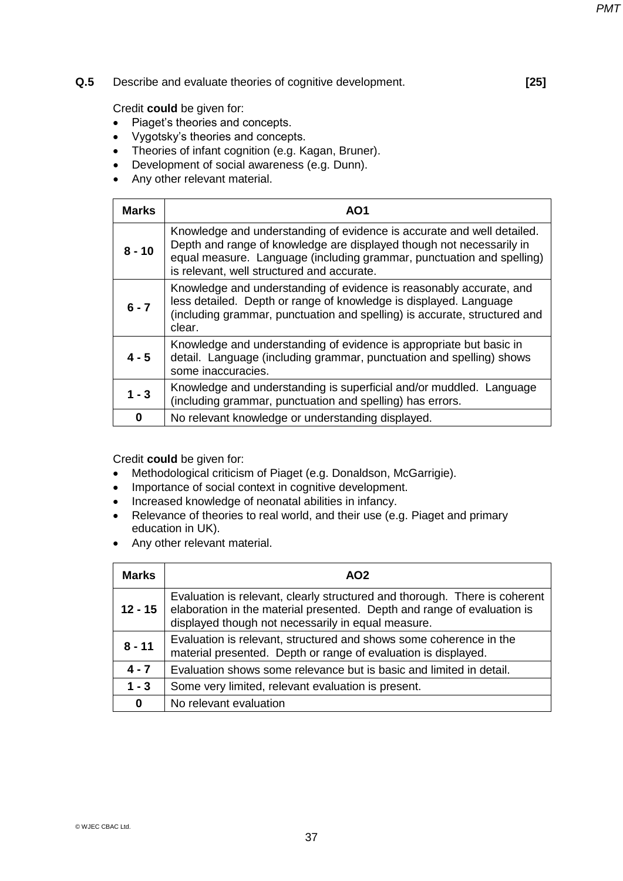**Q.5** Describe and evaluate theories of cognitive development. **[25]**

Credit **could** be given for:

- Piaget's theories and concepts.
- Vygotsky's theories and concepts.
- Theories of infant cognition (e.g. Kagan, Bruner).
- Development of social awareness (e.g. Dunn).
- Any other relevant material.

| Marks | AO1 |
| --- | --- |
| 8 - 10 | Knowledge and understanding of evidence is accurate and well detailed. Depth and range of knowledge are displayed though not necessarily in equal measure. Language (including grammar, punctuation and spelling) is relevant, well structured and accurate. |
| 6 - 7 | Knowledge and understanding of evidence is reasonably accurate, and less detailed. Depth or range of knowledge is displayed. Language (including grammar, punctuation and spelling) is accurate, structured and clear. |
| 4 - 5 | Knowledge and understanding of evidence is appropriate but basic in detail. Language (including grammar, punctuation and spelling) shows some inaccuracies. |
| 1 - 3 | Knowledge and understanding is superficial and/or muddled. Language (including grammar, punctuation and spelling) has errors. |
| 0 | No relevant knowledge or understanding displayed. |

Credit **could** be given for:

- Methodological criticism of Piaget (e.g. Donaldson, McGarrigie).
- Importance of social context in cognitive development.
- Increased knowledge of neonatal abilities in infancy.
- Relevance of theories to real world, and their use (e.g. Piaget and primary education in UK).
- Any other relevant material.

| Marks | AO2 |
| --- | --- |
| 12 - 15 | Evaluation is relevant, clearly structured and thorough. There is coherent elaboration in the material presented. Depth and range of evaluation is displayed though not necessarily in equal measure. |
| 8 - 11 | Evaluation is relevant, structured and shows some coherence in the material presented. Depth or range of evaluation is displayed. |
| 4 - 7 | Evaluation shows some relevance but is basic and limited in detail. |
| 1 - 3 | Some very limited, relevant evaluation is present. |
| 0 | No relevant evaluation |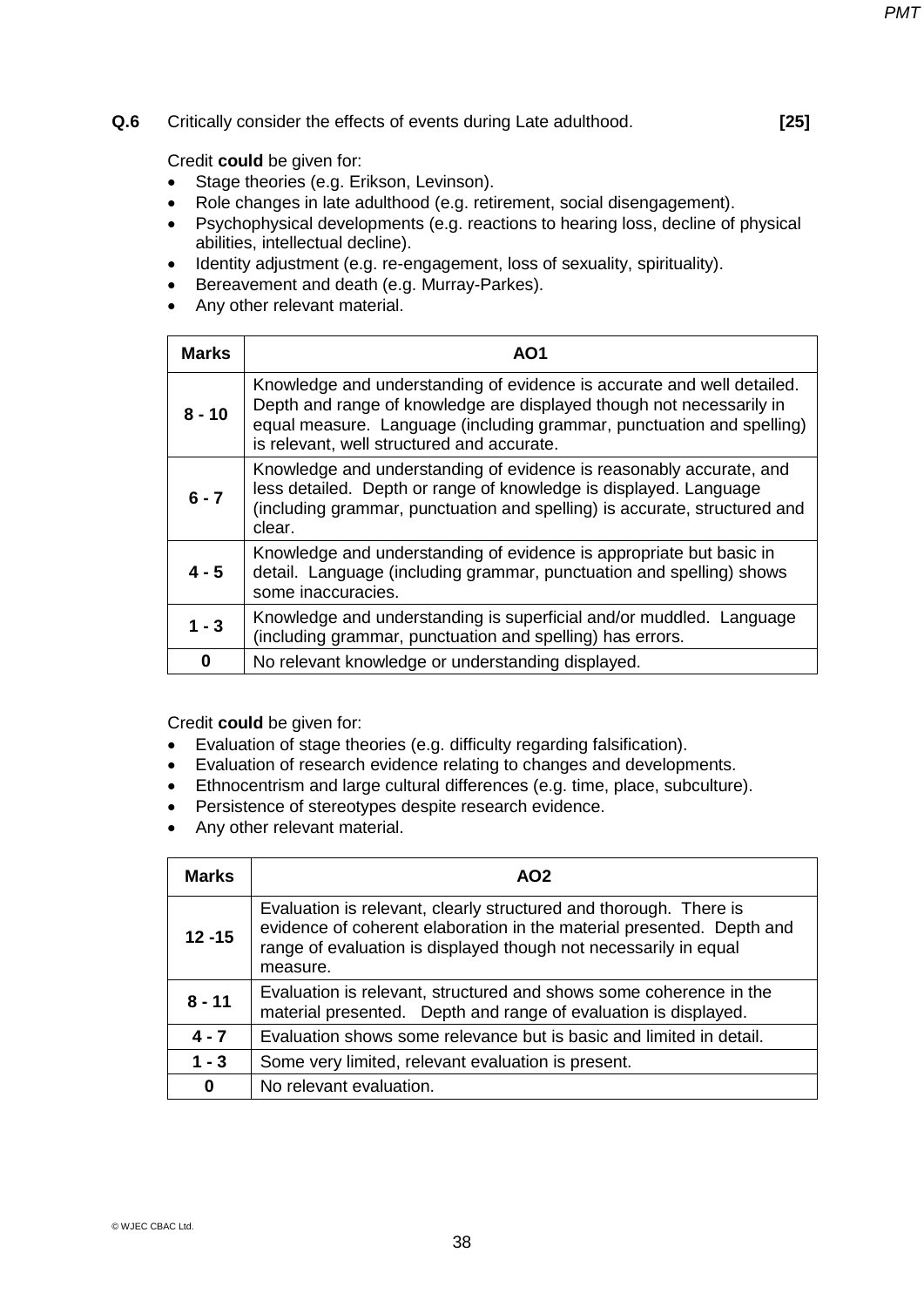**Q.6** Critically consider the effects of events during Late adulthood. **[25]**

Credit **could** be given for:

- Stage theories (e.g. Erikson, Levinson).
- Role changes in late adulthood (e.g. retirement, social disengagement).
- Psychophysical developments (e.g. reactions to hearing loss, decline of physical abilities, intellectual decline).
- Identity adjustment (e.g. re-engagement, loss of sexuality, spirituality).
- Bereavement and death (e.g. Murray-Parkes).
- Any other relevant material.

| Marks | AO1 |
|---|---|
| 8 - 10 | Knowledge and understanding of evidence is accurate and well detailed. Depth and range of knowledge are displayed though not necessarily in equal measure. Language (including grammar, punctuation and spelling) is relevant, well structured and accurate. |
| 6 - 7 | Knowledge and understanding of evidence is reasonably accurate, and less detailed. Depth or range of knowledge is displayed. Language (including grammar, punctuation and spelling) is accurate, structured and clear. |
| 4 - 5 | Knowledge and understanding of evidence is appropriate but basic in detail. Language (including grammar, punctuation and spelling) shows some inaccuracies. |
| 1 - 3 | Knowledge and understanding is superficial and/or muddled. Language (including grammar, punctuation and spelling) has errors. |
| 0 | No relevant knowledge or understanding displayed. |

Credit **could** be given for:

- Evaluation of stage theories (e.g. difficulty regarding falsification).
- Evaluation of research evidence relating to changes and developments.
- Ethnocentrism and large cultural differences (e.g. time, place, subculture).
- Persistence of stereotypes despite research evidence.
- Any other relevant material.

| Marks | AO2 |
|---|---|
| 12 -15 | Evaluation is relevant, clearly structured and thorough. There is evidence of coherent elaboration in the material presented. Depth and range of evaluation is displayed though not necessarily in equal measure. |
| 8 - 11 | Evaluation is relevant, structured and shows some coherence in the material presented. Depth and range of evaluation is displayed. |
| 4 - 7 | Evaluation shows some relevance but is basic and limited in detail. |
| 1 - 3 | Some very limited, relevant evaluation is present. |
| 0 | No relevant evaluation. |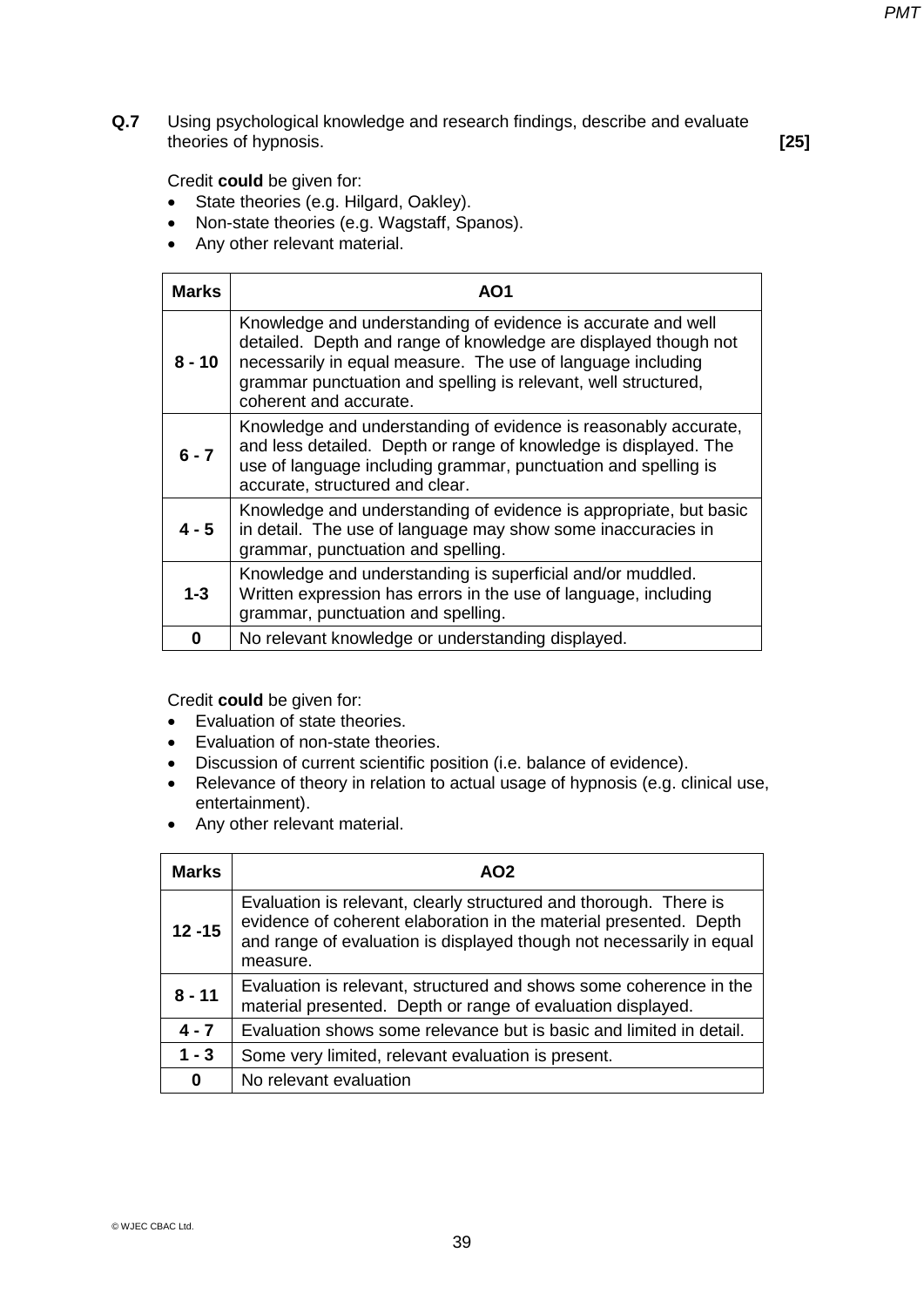**Q.7** Using psychological knowledge and research findings, describe and evaluate theories of hypnosis. **[25]**

Credit **could** be given for:

- State theories (e.g. Hilgard, Oakley).
- Non-state theories (e.g. Wagstaff, Spanos).
- Any other relevant material.

| Marks | AO1 |
|---|---|
| **8 - 10** | Knowledge and understanding of evidence is accurate and well detailed. Depth and range of knowledge are displayed though not necessarily in equal measure. The use of language including grammar punctuation and spelling is relevant, well structured, coherent and accurate. |
| **6 - 7** | Knowledge and understanding of evidence is reasonably accurate, and less detailed. Depth or range of knowledge is displayed. The use of language including grammar, punctuation and spelling is accurate, structured and clear. |
| **4 - 5** | Knowledge and understanding of evidence is appropriate, but basic in detail. The use of language may show some inaccuracies in grammar, punctuation and spelling. |
| **1-3** | Knowledge and understanding is superficial and/or muddled. Written expression has errors in the use of language, including grammar, punctuation and spelling. |
| **0** | No relevant knowledge or understanding displayed. |

Credit **could** be given for:

- Evaluation of state theories.
- Evaluation of non-state theories.
- Discussion of current scientific position (i.e. balance of evidence).
- Relevance of theory in relation to actual usage of hypnosis (e.g. clinical use, entertainment).
- Any other relevant material.

| Marks | AO2 |
|---|---|
| **12 -15** | Evaluation is relevant, clearly structured and thorough. There is evidence of coherent elaboration in the material presented. Depth and range of evaluation is displayed though not necessarily in equal measure. |
| **8 - 11** | Evaluation is relevant, structured and shows some coherence in the material presented. Depth or range of evaluation displayed. |
| **4 - 7** | Evaluation shows some relevance but is basic and limited in detail. |
| **1 - 3** | Some very limited, relevant evaluation is present. |
| **0** | No relevant evaluation |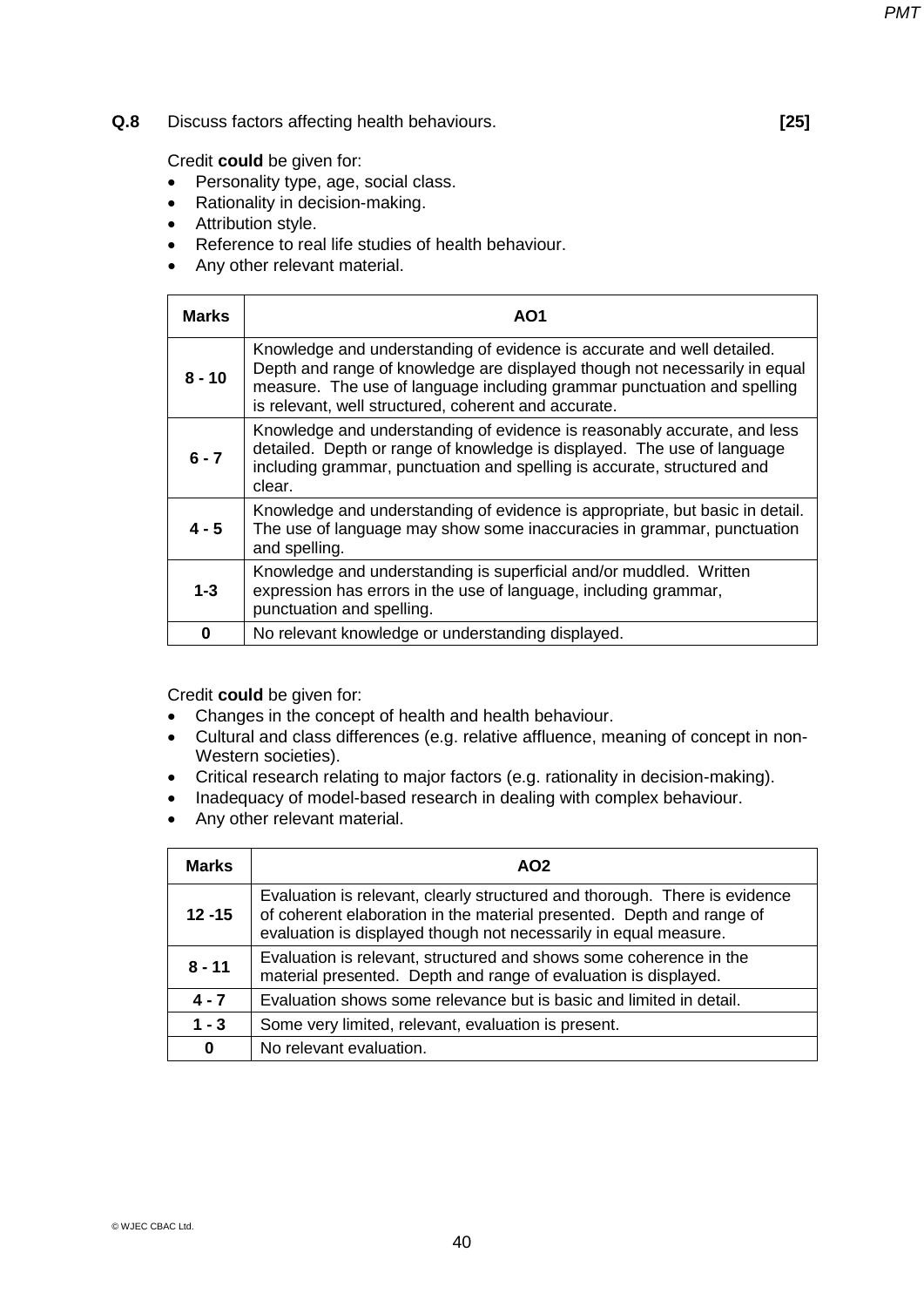**Q.8** Discuss factors affecting health behaviours. **[25]**

Credit **could** be given for:

- Personality type, age, social class.
- Rationality in decision-making.
- Attribution style.
- Reference to real life studies of health behaviour.
- Any other relevant material.

| Marks | AO1 |
|---|---|
| 8 - 10 | Knowledge and understanding of evidence is accurate and well detailed. Depth and range of knowledge are displayed though not necessarily in equal measure. The use of language including grammar punctuation and spelling is relevant, well structured, coherent and accurate. |
| 6 - 7 | Knowledge and understanding of evidence is reasonably accurate, and less detailed. Depth or range of knowledge is displayed. The use of language including grammar, punctuation and spelling is accurate, structured and clear. |
| 4 - 5 | Knowledge and understanding of evidence is appropriate, but basic in detail. The use of language may show some inaccuracies in grammar, punctuation and spelling. |
| 1-3 | Knowledge and understanding is superficial and/or muddled. Written expression has errors in the use of language, including grammar, punctuation and spelling. |
| 0 | No relevant knowledge or understanding displayed. |

Credit **could** be given for:

- Changes in the concept of health and health behaviour.
- Cultural and class differences (e.g. relative affluence, meaning of concept in non-Western societies).
- Critical research relating to major factors (e.g. rationality in decision-making).
- Inadequacy of model-based research in dealing with complex behaviour.
- Any other relevant material.

| Marks | AO2 |
|---|---|
| 12 -15 | Evaluation is relevant, clearly structured and thorough. There is evidence of coherent elaboration in the material presented. Depth and range of evaluation is displayed though not necessarily in equal measure. |
| 8 - 11 | Evaluation is relevant, structured and shows some coherence in the material presented. Depth and range of evaluation is displayed. |
| 4 - 7 | Evaluation shows some relevance but is basic and limited in detail. |
| 1 - 3 | Some very limited, relevant, evaluation is present. |
| 0 | No relevant evaluation. |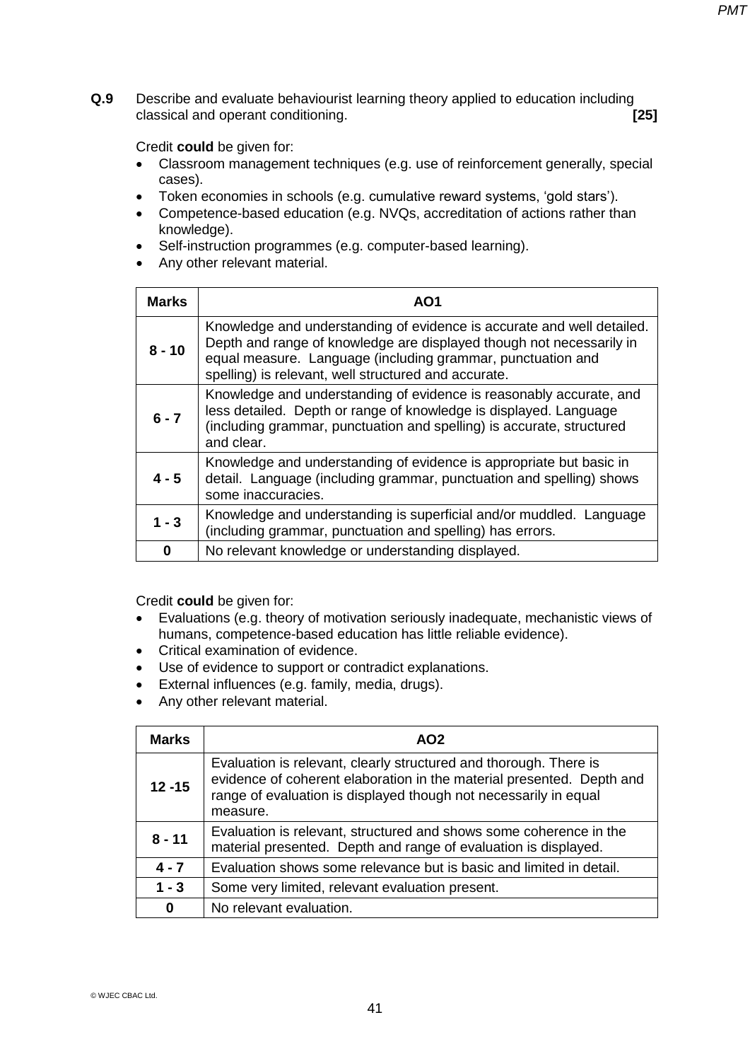**Q.9** Describe and evaluate behaviourist learning theory applied to education including classical and operant conditioning. **[25]**

Credit **could** be given for:

- Classroom management techniques (e.g. use of reinforcement generally, special cases).
- Token economies in schools (e.g. cumulative reward systems, 'gold stars').
- Competence-based education (e.g. NVQs, accreditation of actions rather than knowledge).
- Self-instruction programmes (e.g. computer-based learning).
- Any other relevant material.

| Marks | AO1 |
|---|---|
| 8 - 10 | Knowledge and understanding of evidence is accurate and well detailed. Depth and range of knowledge are displayed though not necessarily in equal measure. Language (including grammar, punctuation and spelling) is relevant, well structured and accurate. |
| 6 - 7 | Knowledge and understanding of evidence is reasonably accurate, and less detailed. Depth or range of knowledge is displayed. Language (including grammar, punctuation and spelling) is accurate, structured and clear. |
| 4 - 5 | Knowledge and understanding of evidence is appropriate but basic in detail. Language (including grammar, punctuation and spelling) shows some inaccuracies. |
| 1 - 3 | Knowledge and understanding is superficial and/or muddled. Language (including grammar, punctuation and spelling) has errors. |
| 0 | No relevant knowledge or understanding displayed. |

Credit **could** be given for:

- Evaluations (e.g. theory of motivation seriously inadequate, mechanistic views of humans, competence-based education has little reliable evidence).
- Critical examination of evidence.
- Use of evidence to support or contradict explanations.
- External influences (e.g. family, media, drugs).
- Any other relevant material.

| Marks | AO2 |
|---|---|
| 12 -15 | Evaluation is relevant, clearly structured and thorough. There is evidence of coherent elaboration in the material presented. Depth and range of evaluation is displayed though not necessarily in equal measure. |
| 8 - 11 | Evaluation is relevant, structured and shows some coherence in the material presented. Depth and range of evaluation is displayed. |
| 4 - 7 | Evaluation shows some relevance but is basic and limited in detail. |
| 1 - 3 | Some very limited, relevant evaluation present. |
| 0 | No relevant evaluation. |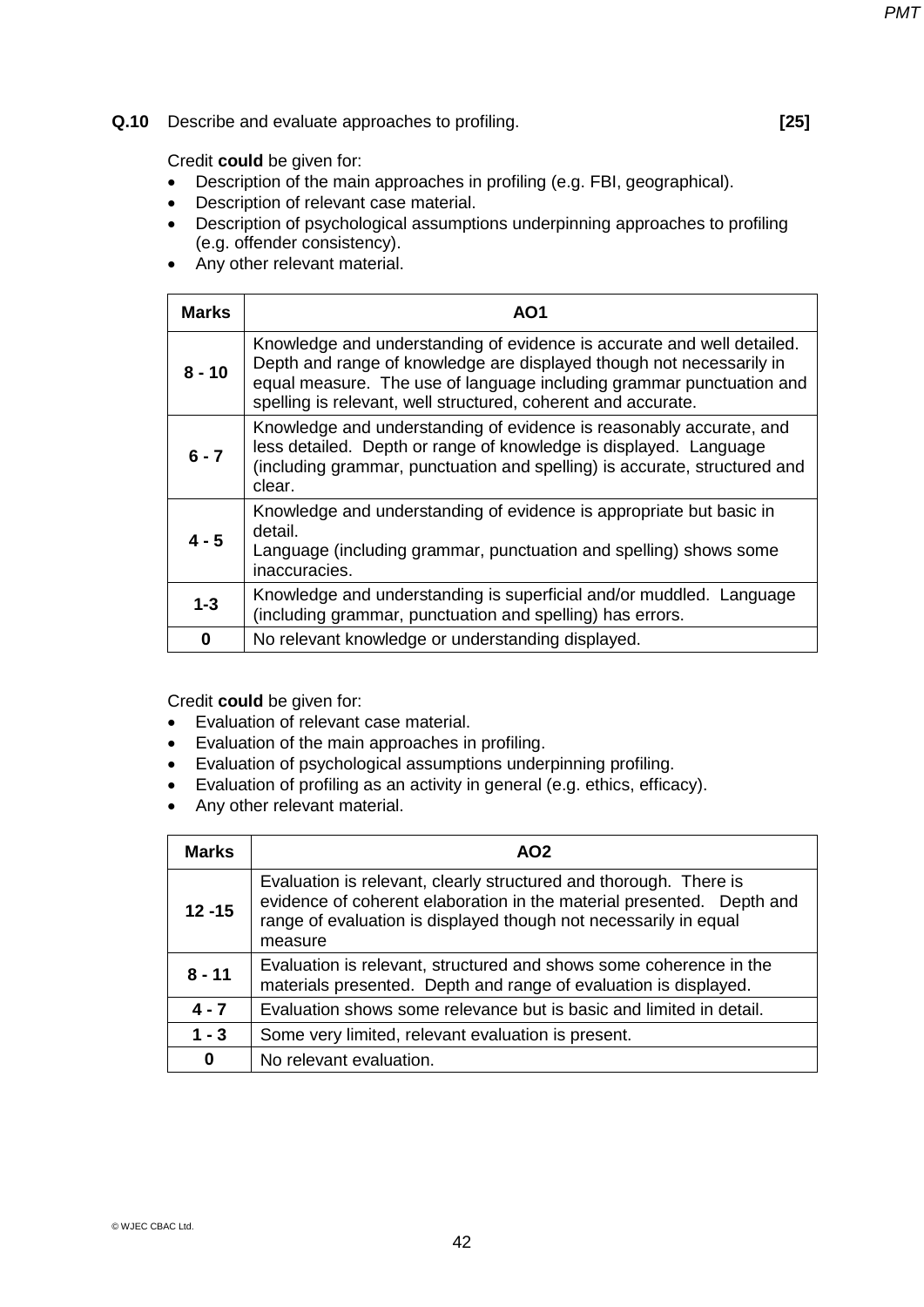**Q.10** Describe and evaluate approaches to profiling. **[25]**

Credit **could** be given for:

- Description of the main approaches in profiling (e.g. FBI, geographical).
- Description of relevant case material.
- Description of psychological assumptions underpinning approaches to profiling (e.g. offender consistency).
- Any other relevant material.

| Marks | AO1 |
|---|---|
| 8 - 10 | Knowledge and understanding of evidence is accurate and well detailed. Depth and range of knowledge are displayed though not necessarily in equal measure. The use of language including grammar punctuation and spelling is relevant, well structured, coherent and accurate. |
| 6 - 7 | Knowledge and understanding of evidence is reasonably accurate, and less detailed. Depth or range of knowledge is displayed. Language (including grammar, punctuation and spelling) is accurate, structured and clear. |
| 4 - 5 | Knowledge and understanding of evidence is appropriate but basic in detail.<br>Language (including grammar, punctuation and spelling) shows some inaccuracies. |
| 1-3 | Knowledge and understanding is superficial and/or muddled. Language (including grammar, punctuation and spelling) has errors. |
| 0 | No relevant knowledge or understanding displayed. |

Credit **could** be given for:

- Evaluation of relevant case material.
- Evaluation of the main approaches in profiling.
- Evaluation of psychological assumptions underpinning profiling.
- Evaluation of profiling as an activity in general (e.g. ethics, efficacy).
- Any other relevant material.

| Marks | AO2 |
|---|---|
| 12 -15 | Evaluation is relevant, clearly structured and thorough. There is evidence of coherent elaboration in the material presented. Depth and range of evaluation is displayed though not necessarily in equal measure |
| 8 - 11 | Evaluation is relevant, structured and shows some coherence in the materials presented. Depth and range of evaluation is displayed. |
| 4 - 7 | Evaluation shows some relevance but is basic and limited in detail. |
| 1 - 3 | Some very limited, relevant evaluation is present. |
| 0 | No relevant evaluation. |